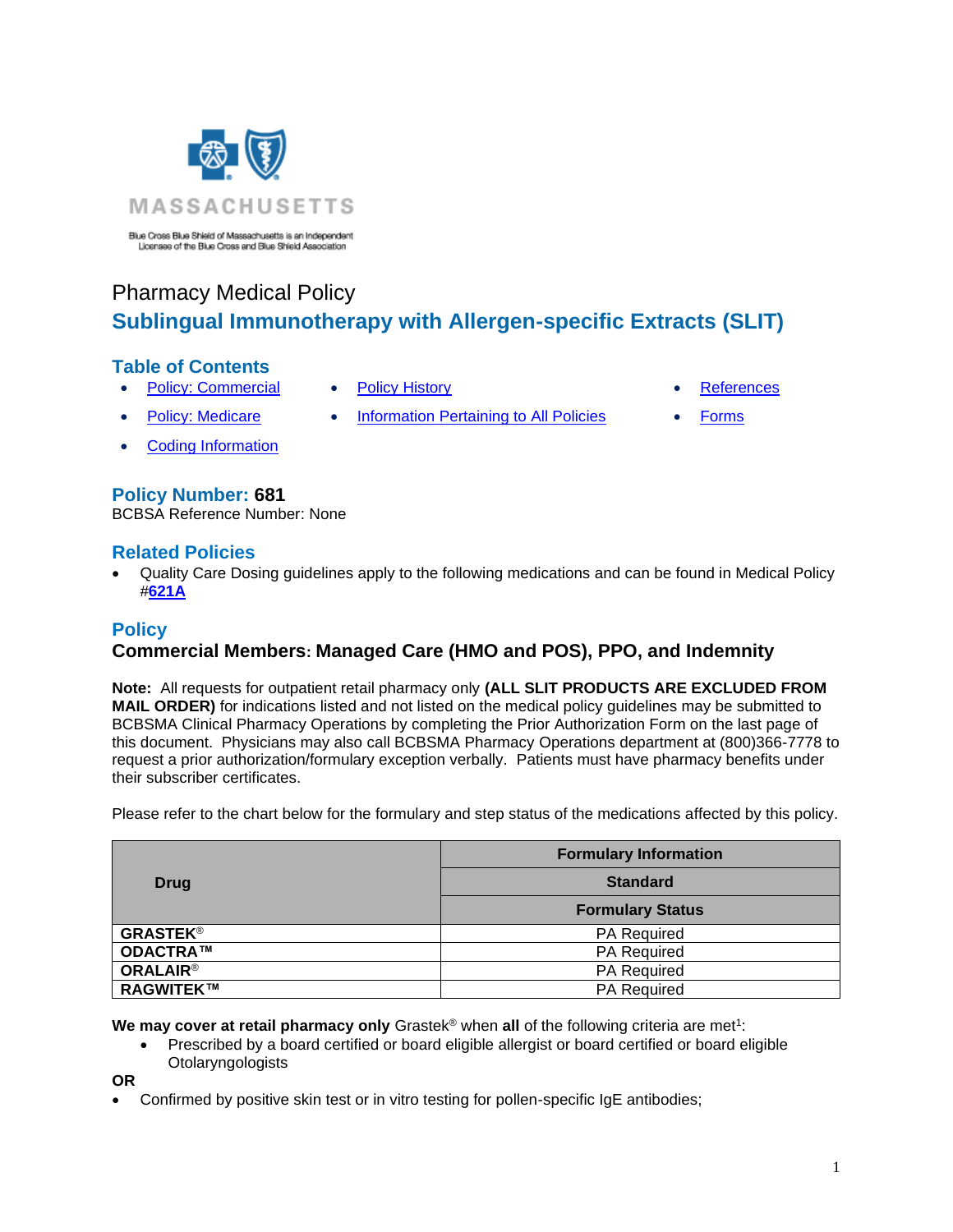MASSACHUSETTS

Blue Cross Blue Shield of Massachusetts is an Independent Licensee of the Blue Cross and Blue Shield Association

Pharmacy Medical Policy

# Sublingual Immunotherapy with Allergen-specific Extracts (SLIT)

## Table of Contents

- Policy: Commercial
- Policy: Medicare
- Coding Information
- Policy History
- Information Pertaining to All Policies
- References
- Forms

## Policy Number: 681

BCBSA Reference Number: None

## Related Policies

- Quality Care Dosing guidelines apply to the following medications and can be found in Medical Policy #621A

## Policy

### Commercial Members: Managed Care (HMO and POS), PPO, and Indemnity

**Note:** All requests for outpatient retail pharmacy only **(ALL SLIT PRODUCTS ARE EXCLUDED FROM MAIL ORDER)** for indications listed and not listed on the medical policy guidelines may be submitted to BCBSMA Clinical Pharmacy Operations by completing the Prior Authorization Form on the last page of this document. Physicians may also call BCBSMA Pharmacy Operations department at (800)366-7778 to request a prior authorization/formulary exception verbally. Patients must have pharmacy benefits under their subscriber certificates.

Please refer to the chart below for the formulary and step status of the medications affected by this policy.

| Drug | Formulary Information |
|---|---|
| | Standard |
| | Formulary Status |
| **GRASTEK®** | PA Required |
| **ODACTRA™** | PA Required |
| **ORALAIR®** | PA Required |
| **RAGWITEK™** | PA Required |

**We may cover at retail pharmacy only** Grastek® when **all** of the following criteria are met[1]:

- Prescribed by a board certified or board eligible allergist or board certified or board eligible Otolaryngologists

**OR**

- Confirmed by positive skin test or in vitro testing for pollen-specific IgE antibodies;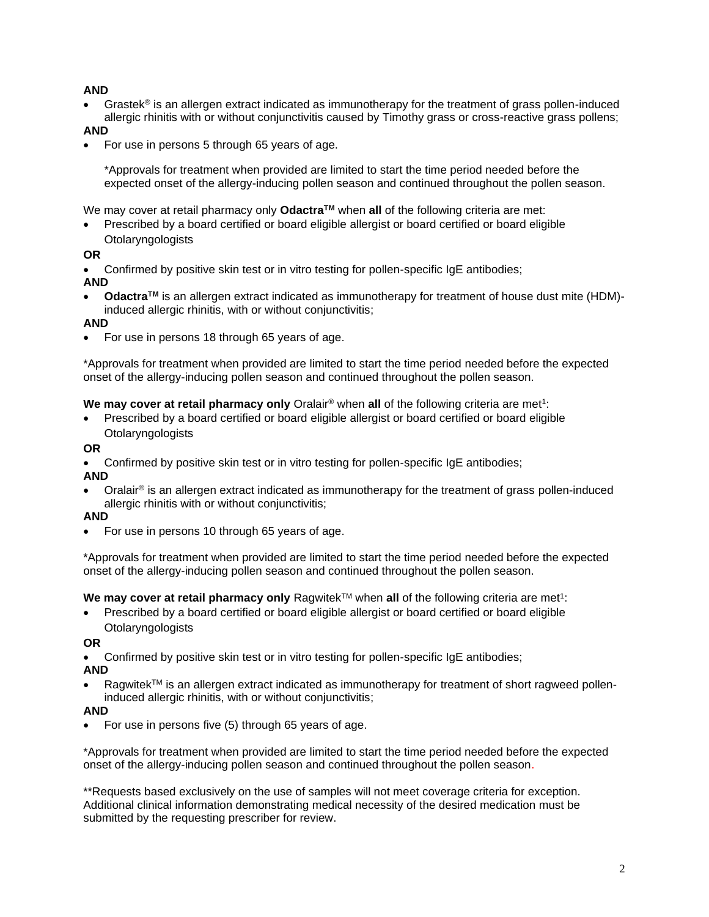**AND**

- Grastek® is an allergen extract indicated as immunotherapy for the treatment of grass pollen-induced allergic rhinitis with or without conjunctivitis caused by Timothy grass or cross-reactive grass pollens;

**AND**

- For use in persons 5 through 65 years of age.

  *Approvals for treatment when provided are limited to start the time period needed before the expected onset of the allergy-inducing pollen season and continued throughout the pollen season.

We may cover at retail pharmacy only **Odactra™** when **all** of the following criteria are met:

- Prescribed by a board certified or board eligible allergist or board certified or board eligible Otolaryngologists

**OR**

- Confirmed by positive skin test or in vitro testing for pollen-specific IgE antibodies;

**AND**

- **Odactra™** is an allergen extract indicated as immunotherapy for treatment of house dust mite (HDM)-induced allergic rhinitis, with or without conjunctivitis;

**AND**

- For use in persons 18 through 65 years of age.

*Approvals for treatment when provided are limited to start the time period needed before the expected onset of the allergy-inducing pollen season and continued throughout the pollen season.

**We may cover at retail pharmacy only** Oralair® when **all** of the following criteria are met[1]:

- Prescribed by a board certified or board eligible allergist or board certified or board eligible Otolaryngologists

**OR**

- Confirmed by positive skin test or in vitro testing for pollen-specific IgE antibodies;

**AND**

- Oralair® is an allergen extract indicated as immunotherapy for the treatment of grass pollen-induced allergic rhinitis with or without conjunctivitis;

**AND**

- For use in persons 10 through 65 years of age.

*Approvals for treatment when provided are limited to start the time period needed before the expected onset of the allergy-inducing pollen season and continued throughout the pollen season.

**We may cover at retail pharmacy only** Ragwitek™ when **all** of the following criteria are met[1]:

- Prescribed by a board certified or board eligible allergist or board certified or board eligible Otolaryngologists

**OR**

- Confirmed by positive skin test or in vitro testing for pollen-specific IgE antibodies;

**AND**

- Ragwitek™ is an allergen extract indicated as immunotherapy for treatment of short ragweed pollen-induced allergic rhinitis, with or without conjunctivitis;

**AND**

- For use in persons five (5) through 65 years of age.

*Approvals for treatment when provided are limited to start the time period needed before the expected onset of the allergy-inducing pollen season and continued throughout the pollen season.

**Requests based exclusively on the use of samples will not meet coverage criteria for exception. Additional clinical information demonstrating medical necessity of the desired medication must be submitted by the requesting prescriber for review.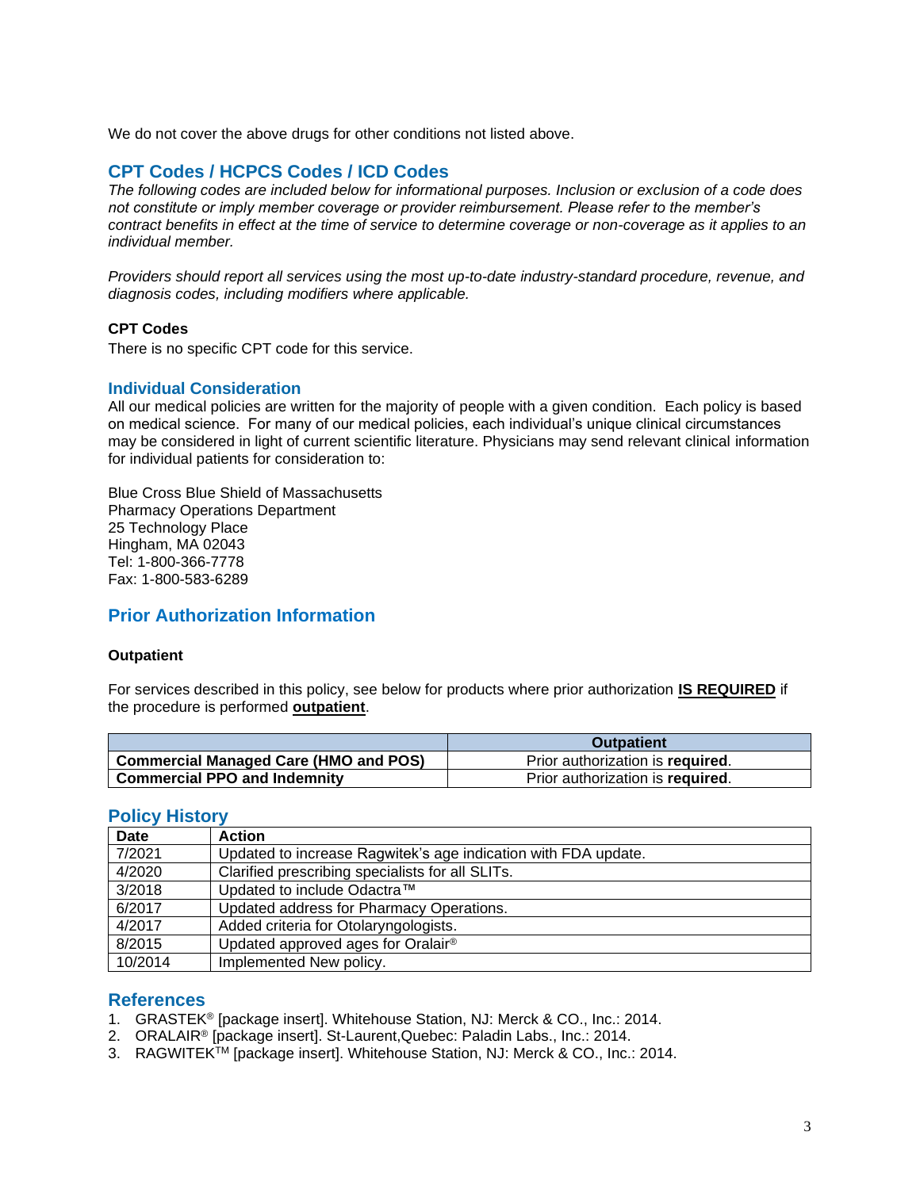We do not cover the above drugs for other conditions not listed above.

## CPT Codes / HCPCS Codes / ICD Codes

*The following codes are included below for informational purposes. Inclusion or exclusion of a code does not constitute or imply member coverage or provider reimbursement. Please refer to the member's contract benefits in effect at the time of service to determine coverage or non-coverage as it applies to an individual member.*

*Providers should report all services using the most up-to-date industry-standard procedure, revenue, and diagnosis codes, including modifiers where applicable.*

**CPT Codes**

There is no specific CPT code for this service.

## Individual Consideration

All our medical policies are written for the majority of people with a given condition. Each policy is based on medical science. For many of our medical policies, each individual's unique clinical circumstances may be considered in light of current scientific literature. Physicians may send relevant clinical information for individual patients for consideration to:

Blue Cross Blue Shield of Massachusetts
Pharmacy Operations Department
25 Technology Place
Hingham, MA 02043
Tel: 1-800-366-7778
Fax: 1-800-583-6289

## Prior Authorization Information

**Outpatient**

For services described in this policy, see below for products where prior authorization **IS REQUIRED** if the procedure is performed **outpatient**.

| | Outpatient |
|---|---|
| **Commercial Managed Care (HMO and POS)** | Prior authorization is **required**. |
| **Commercial PPO and Indemnity** | Prior authorization is **required**. |

## Policy History

| Date | Action |
|---|---|
| 7/2021 | Updated to increase Ragwitek's age indication with FDA update. |
| 4/2020 | Clarified prescribing specialists for all SLITs. |
| 3/2018 | Updated to include Odactra™ |
| 6/2017 | Updated address for Pharmacy Operations. |
| 4/2017 | Added criteria for Otolaryngologists. |
| 8/2015 | Updated approved ages for Oralair® |
| 10/2014 | Implemented New policy. |

## References

1. GRASTEK® [package insert]. Whitehouse Station, NJ: Merck & CO., Inc.: 2014.
2. ORALAIR® [package insert]. St-Laurent,Quebec: Paladin Labs., Inc.: 2014.
3. RAGWITEK™ [package insert]. Whitehouse Station, NJ: Merck & CO., Inc.: 2014.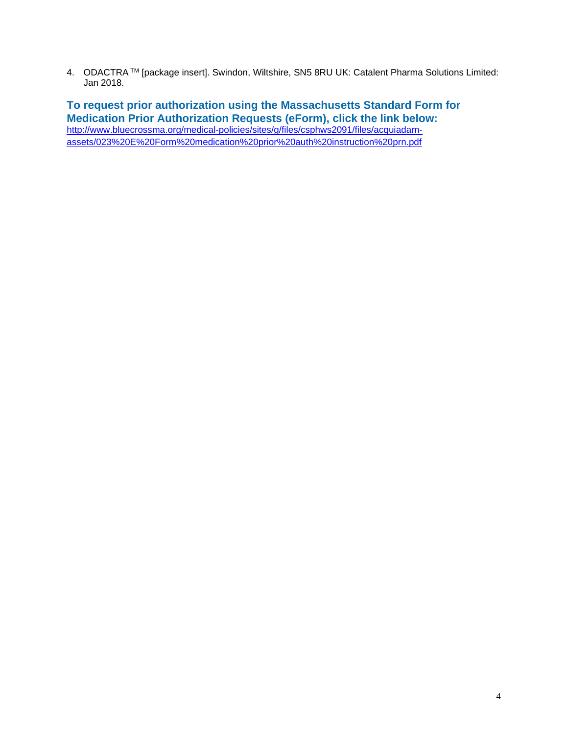4. ODACTRA ™ [package insert]. Swindon, Wiltshire, SN5 8RU UK: Catalent Pharma Solutions Limited: Jan 2018.

## To request prior authorization using the Massachusetts Standard Form for Medication Prior Authorization Requests (eForm), click the link below:

[http://www.bluecrossma.org/medical-policies/sites/g/files/csphws2091/files/acquiadam-assets/023%20E%20Form%20medication%20prior%20auth%20instruction%20prn.pdf](http://www.bluecrossma.org/medical-policies/sites/g/files/csphws2091/files/acquiadam-assets/023%20E%20Form%20medication%20prior%20auth%20instruction%20prn.pdf)